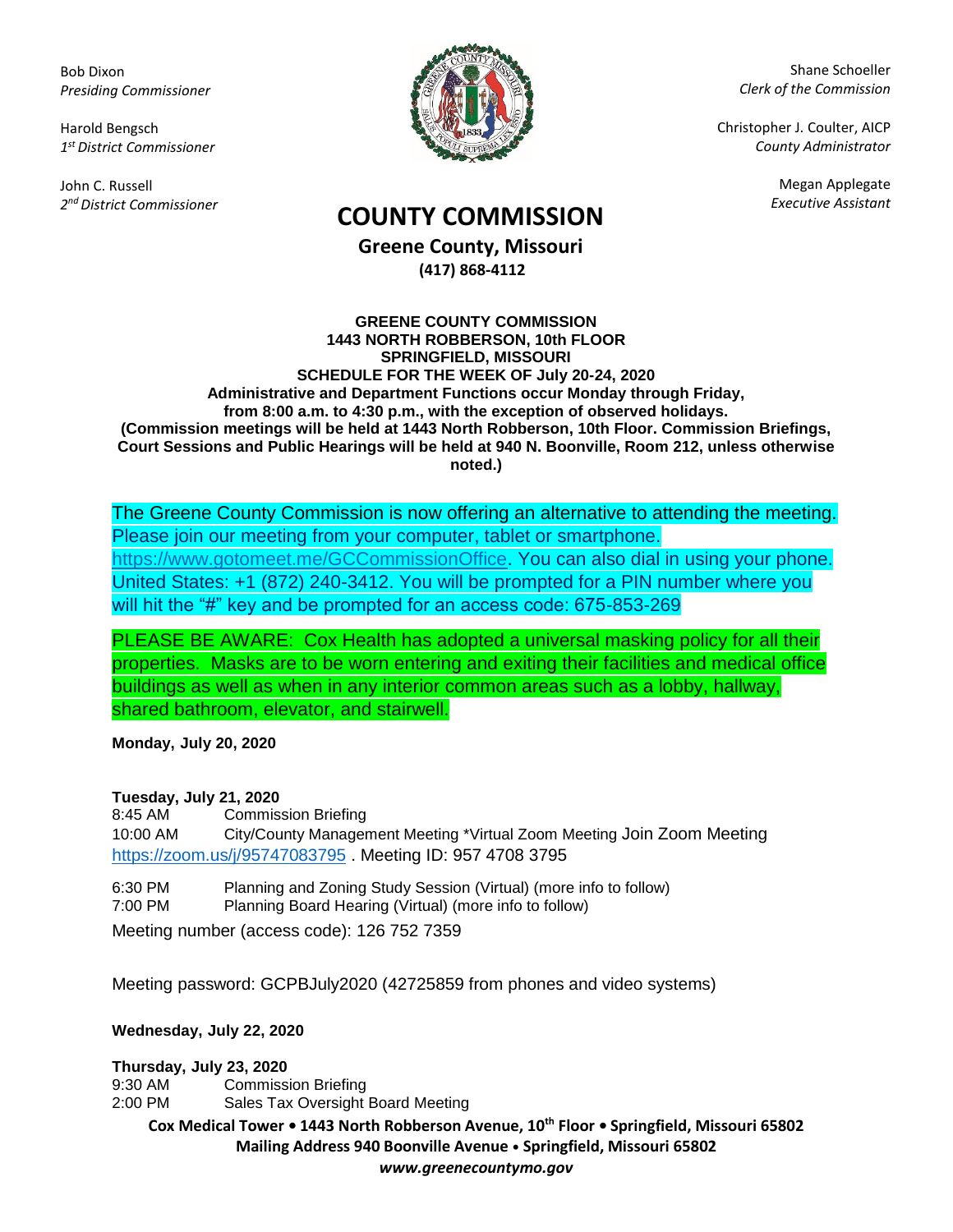Bob Dixon
*Presiding Commissioner*

Harold Bengsch
*1st District Commissioner*

John C. Russell
*2nd District Commissioner*

Shane Schoeller
*Clerk of the Commission*

Christopher J. Coulter, AICP
*County Administrator*

Megan Applegate
*Executive Assistant*

# COUNTY COMMISSION

## Greene County, Missouri

**(417) 868-4112**

**GREENE COUNTY COMMISSION**
**1443 NORTH ROBBERSON, 10th FLOOR**
**SPRINGFIELD, MISSOURI**
**SCHEDULE FOR THE WEEK OF July 20-24, 2020**
**Administrative and Department Functions occur Monday through Friday, from 8:00 a.m. to 4:30 p.m., with the exception of observed holidays.**
**(Commission meetings will be held at 1443 North Robberson, 10th Floor. Commission Briefings, Court Sessions and Public Hearings will be held at 940 N. Boonville, Room 212, unless otherwise noted.)**

The Greene County Commission is now offering an alternative to attending the meeting. Please join our meeting from your computer, tablet or smartphone. https://www.gotomeet.me/GCCommissionOffice. You can also dial in using your phone. United States: +1 (872) 240-3412. You will be prompted for a PIN number where you will hit the "#" key and be prompted for an access code: 675-853-269

PLEASE BE AWARE: Cox Health has adopted a universal masking policy for all their properties. Masks are to be worn entering and exiting their facilities and medical office buildings as well as when in any interior common areas such as a lobby, hallway, shared bathroom, elevator, and stairwell.

**Monday, July 20, 2020**

**Tuesday, July 21, 2020**

8:45 AM Commission Briefing

10:00 AM City/County Management Meeting *Virtual Zoom Meeting Join Zoom Meeting https://zoom.us/j/95747083795 . Meeting ID: 957 4708 3795

6:30 PM Planning and Zoning Study Session (Virtual) (more info to follow)

7:00 PM Planning Board Hearing (Virtual) (more info to follow)

Meeting number (access code): 126 752 7359

Meeting password: GCPBJuly2020 (42725859 from phones and video systems)

**Wednesday, July 22, 2020**

**Thursday, July 23, 2020**

9:30 AM Commission Briefing

2:00 PM Sales Tax Oversight Board Meeting

**Cox Medical Tower • 1443 North Robberson Avenue, 10th Floor • Springfield, Missouri 65802**
**Mailing Address 940 Boonville Avenue • Springfield, Missouri 65802**
***www.greenecountymo.gov***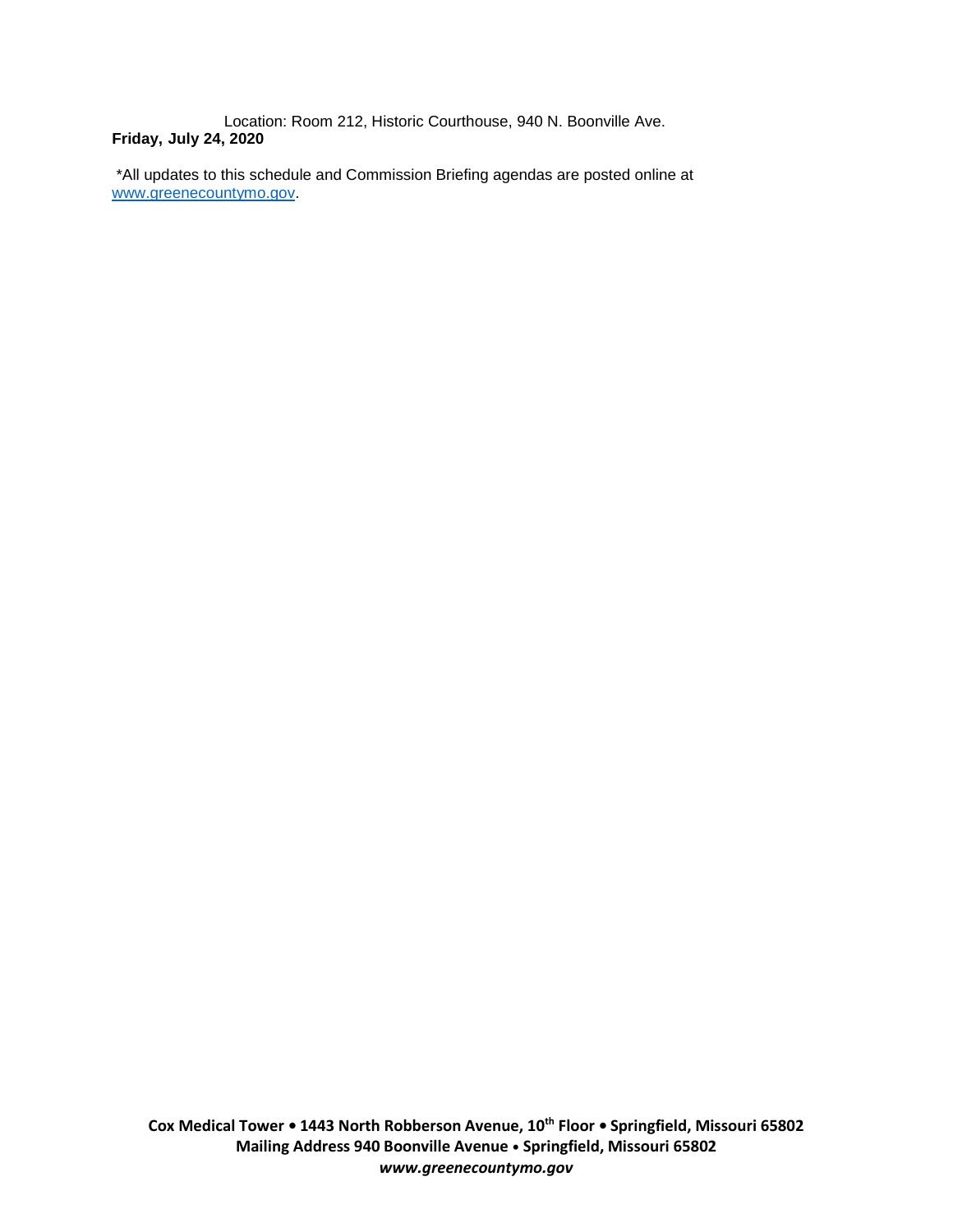Location: Room 212, Historic Courthouse, 940 N. Boonville Ave.

**Friday, July 24, 2020**

*All updates to this schedule and Commission Briefing agendas are posted online at [www.greenecountymo.gov](http://www.greenecountymo.gov).

**Cox Medical Tower • 1443 North Robberson Avenue, 10th Floor • Springfield, Missouri 65802**
**Mailing Address 940 Boonville Avenue • Springfield, Missouri 65802**
***www.greenecountymo.gov***